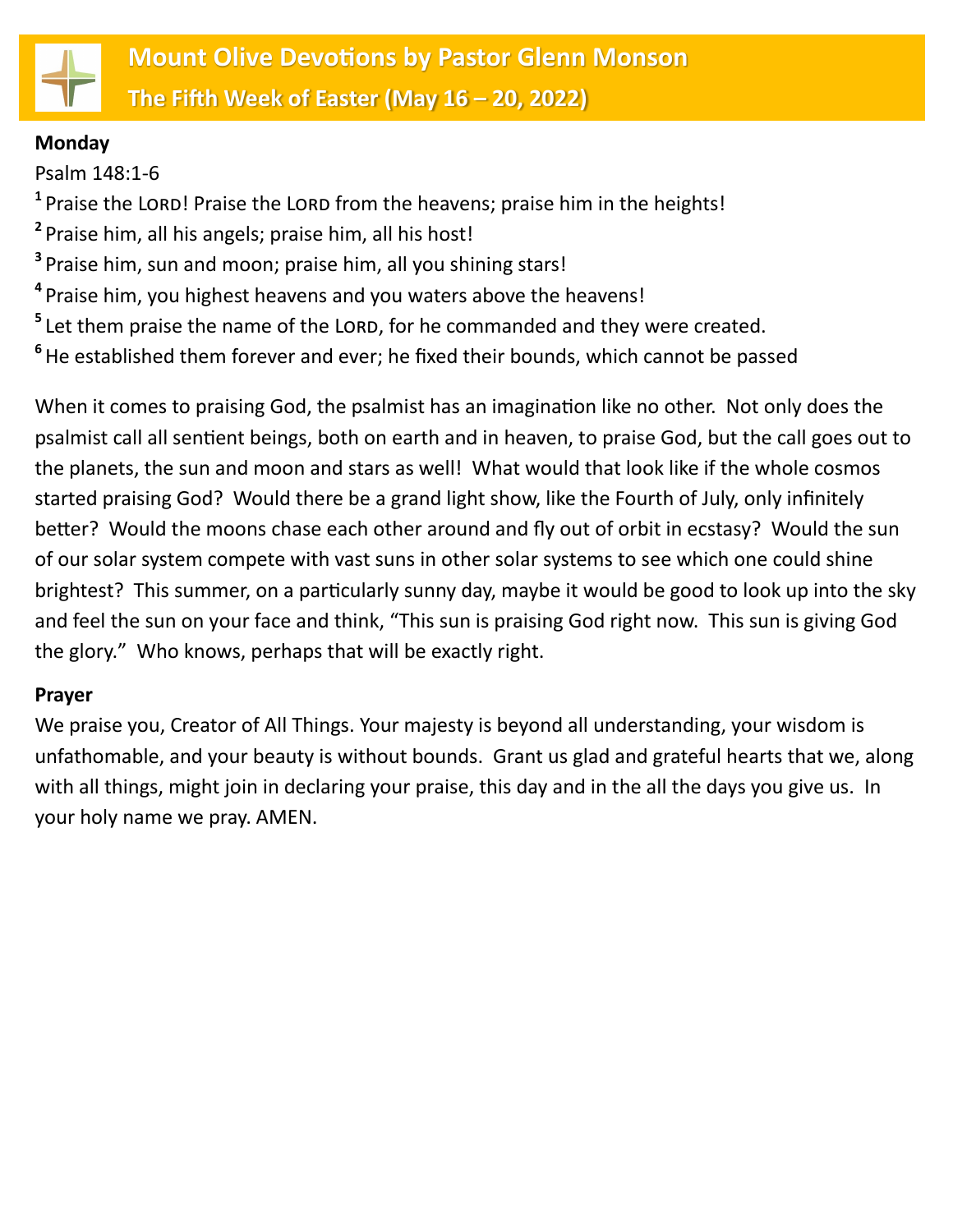# Mount Olive Devotions by Pastor Glenn Monson

## The Fifth Week of Easter (May 16 – 20, 2022)

**Monday**

Psalm 148:1-6

[1] Praise the LORD! Praise the LORD from the heavens; praise him in the heights!

[2] Praise him, all his angels; praise him, all his host!

[3] Praise him, sun and moon; praise him, all you shining stars!

[4] Praise him, you highest heavens and you waters above the heavens!

[5] Let them praise the name of the LORD, for he commanded and they were created.

[6] He established them forever and ever; he fixed their bounds, which cannot be passed

When it comes to praising God, the psalmist has an imagination like no other. Not only does the psalmist call all sentient beings, both on earth and in heaven, to praise God, but the call goes out to the planets, the sun and moon and stars as well! What would that look like if the whole cosmos started praising God? Would there be a grand light show, like the Fourth of July, only infinitely better? Would the moons chase each other around and fly out of orbit in ecstasy? Would the sun of our solar system compete with vast suns in other solar systems to see which one could shine brightest? This summer, on a particularly sunny day, maybe it would be good to look up into the sky and feel the sun on your face and think, "This sun is praising God right now. This sun is giving God the glory." Who knows, perhaps that will be exactly right.

**Prayer**

We praise you, Creator of All Things. Your majesty is beyond all understanding, your wisdom is unfathomable, and your beauty is without bounds. Grant us glad and grateful hearts that we, along with all things, might join in declaring your praise, this day and in the all the days you give us. In your holy name we pray. AMEN.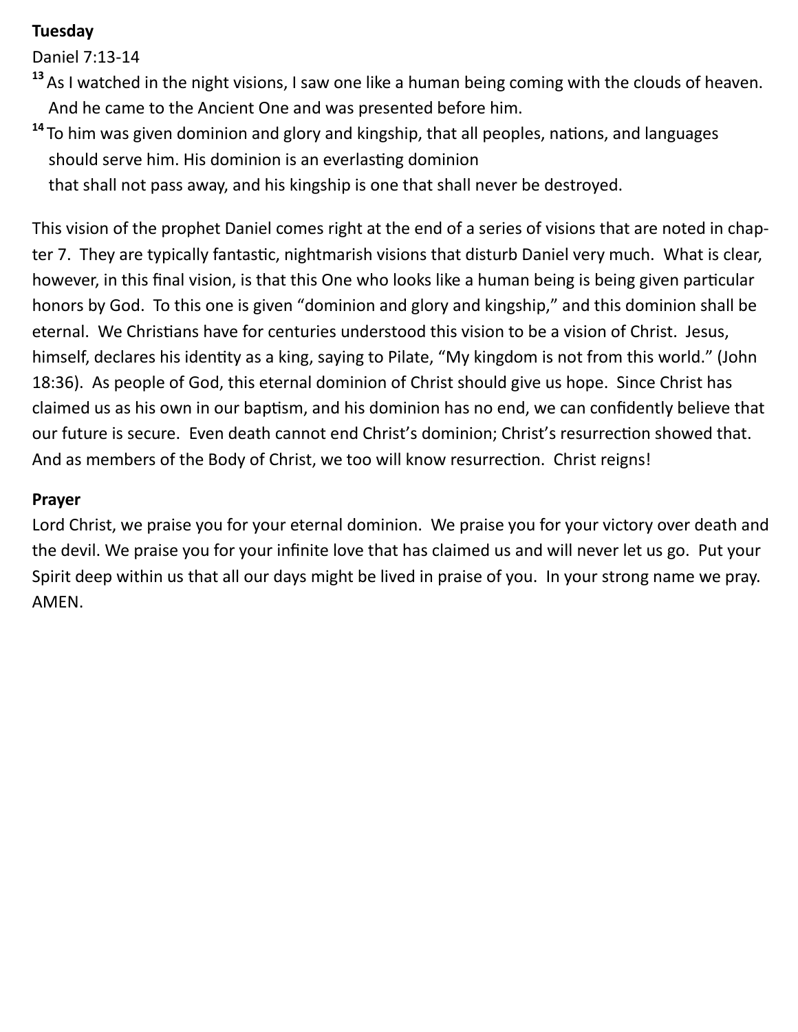**Tuesday**

Daniel 7:13-14

[13] As I watched in the night visions, I saw one like a human being coming with the clouds of heaven. And he came to the Ancient One and was presented before him.

[14] To him was given dominion and glory and kingship, that all peoples, nations, and languages should serve him. His dominion is an everlasting dominion
that shall not pass away, and his kingship is one that shall never be destroyed.

This vision of the prophet Daniel comes right at the end of a series of visions that are noted in chapter 7. They are typically fantastic, nightmarish visions that disturb Daniel very much. What is clear, however, in this final vision, is that this One who looks like a human being is being given particular honors by God. To this one is given "dominion and glory and kingship," and this dominion shall be eternal. We Christians have for centuries understood this vision to be a vision of Christ. Jesus, himself, declares his identity as a king, saying to Pilate, "My kingdom is not from this world." (John 18:36). As people of God, this eternal dominion of Christ should give us hope. Since Christ has claimed us as his own in our baptism, and his dominion has no end, we can confidently believe that our future is secure. Even death cannot end Christ's dominion; Christ's resurrection showed that. And as members of the Body of Christ, we too will know resurrection. Christ reigns!

**Prayer**

Lord Christ, we praise you for your eternal dominion. We praise you for your victory over death and the devil. We praise you for your infinite love that has claimed us and will never let us go. Put your Spirit deep within us that all our days might be lived in praise of you. In your strong name we pray. AMEN.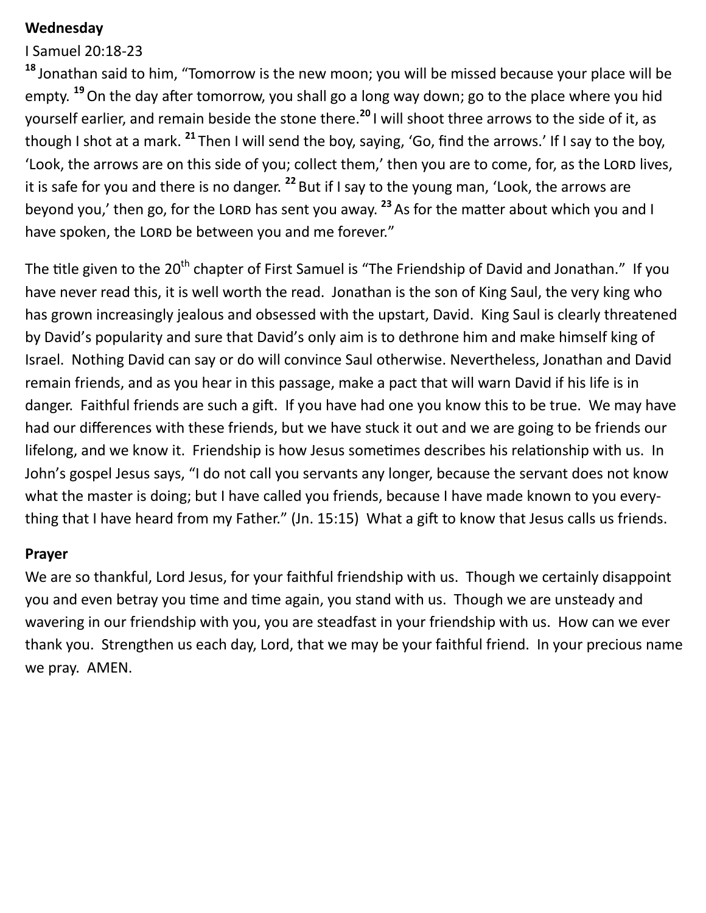**Wednesday**

I Samuel 20:18-23

[18] Jonathan said to him, "Tomorrow is the new moon; you will be missed because your place will be empty. [19] On the day after tomorrow, you shall go a long way down; go to the place where you hid yourself earlier, and remain beside the stone there.[20] I will shoot three arrows to the side of it, as though I shot at a mark. [21] Then I will send the boy, saying, 'Go, find the arrows.' If I say to the boy, 'Look, the arrows are on this side of you; collect them,' then you are to come, for, as the LORD lives, it is safe for you and there is no danger. [22] But if I say to the young man, 'Look, the arrows are beyond you,' then go, for the LORD has sent you away. [23] As for the matter about which you and I have spoken, the LORD be between you and me forever."

The title given to the 20th chapter of First Samuel is "The Friendship of David and Jonathan." If you have never read this, it is well worth the read. Jonathan is the son of King Saul, the very king who has grown increasingly jealous and obsessed with the upstart, David. King Saul is clearly threatened by David's popularity and sure that David's only aim is to dethrone him and make himself king of Israel. Nothing David can say or do will convince Saul otherwise. Nevertheless, Jonathan and David remain friends, and as you hear in this passage, make a pact that will warn David if his life is in danger. Faithful friends are such a gift. If you have had one you know this to be true. We may have had our differences with these friends, but we have stuck it out and we are going to be friends our lifelong, and we know it. Friendship is how Jesus sometimes describes his relationship with us. In John's gospel Jesus says, "I do not call you servants any longer, because the servant does not know what the master is doing; but I have called you friends, because I have made known to you everything that I have heard from my Father." (Jn. 15:15) What a gift to know that Jesus calls us friends.

**Prayer**

We are so thankful, Lord Jesus, for your faithful friendship with us. Though we certainly disappoint you and even betray you time and time again, you stand with us. Though we are unsteady and wavering in our friendship with you, you are steadfast in your friendship with us. How can we ever thank you. Strengthen us each day, Lord, that we may be your faithful friend. In your precious name we pray. AMEN.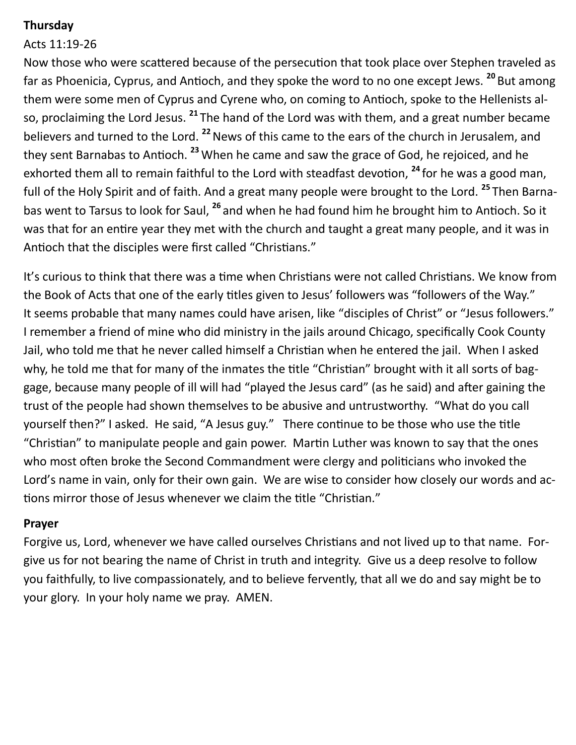**Thursday**

Acts 11:19-26

Now those who were scattered because of the persecution that took place over Stephen traveled as far as Phoenicia, Cyprus, and Antioch, and they spoke the word to no one except Jews. [20] But among them were some men of Cyprus and Cyrene who, on coming to Antioch, spoke to the Hellenists also, proclaiming the Lord Jesus. [21] The hand of the Lord was with them, and a great number became believers and turned to the Lord. [22] News of this came to the ears of the church in Jerusalem, and they sent Barnabas to Antioch. [23] When he came and saw the grace of God, he rejoiced, and he exhorted them all to remain faithful to the Lord with steadfast devotion, [24] for he was a good man, full of the Holy Spirit and of faith. And a great many people were brought to the Lord. [25] Then Barnabas went to Tarsus to look for Saul, [26] and when he had found him he brought him to Antioch. So it was that for an entire year they met with the church and taught a great many people, and it was in Antioch that the disciples were first called "Christians."

It's curious to think that there was a time when Christians were not called Christians. We know from the Book of Acts that one of the early titles given to Jesus' followers was "followers of the Way." It seems probable that many names could have arisen, like "disciples of Christ" or "Jesus followers." I remember a friend of mine who did ministry in the jails around Chicago, specifically Cook County Jail, who told me that he never called himself a Christian when he entered the jail. When I asked why, he told me that for many of the inmates the title "Christian" brought with it all sorts of baggage, because many people of ill will had "played the Jesus card" (as he said) and after gaining the trust of the people had shown themselves to be abusive and untrustworthy. "What do you call yourself then?" I asked. He said, "A Jesus guy." There continue to be those who use the title "Christian" to manipulate people and gain power. Martin Luther was known to say that the ones who most often broke the Second Commandment were clergy and politicians who invoked the Lord's name in vain, only for their own gain. We are wise to consider how closely our words and actions mirror those of Jesus whenever we claim the title "Christian."

**Prayer**

Forgive us, Lord, whenever we have called ourselves Christians and not lived up to that name. Forgive us for not bearing the name of Christ in truth and integrity. Give us a deep resolve to follow you faithfully, to live compassionately, and to believe fervently, that all we do and say might be to your glory. In your holy name we pray. AMEN.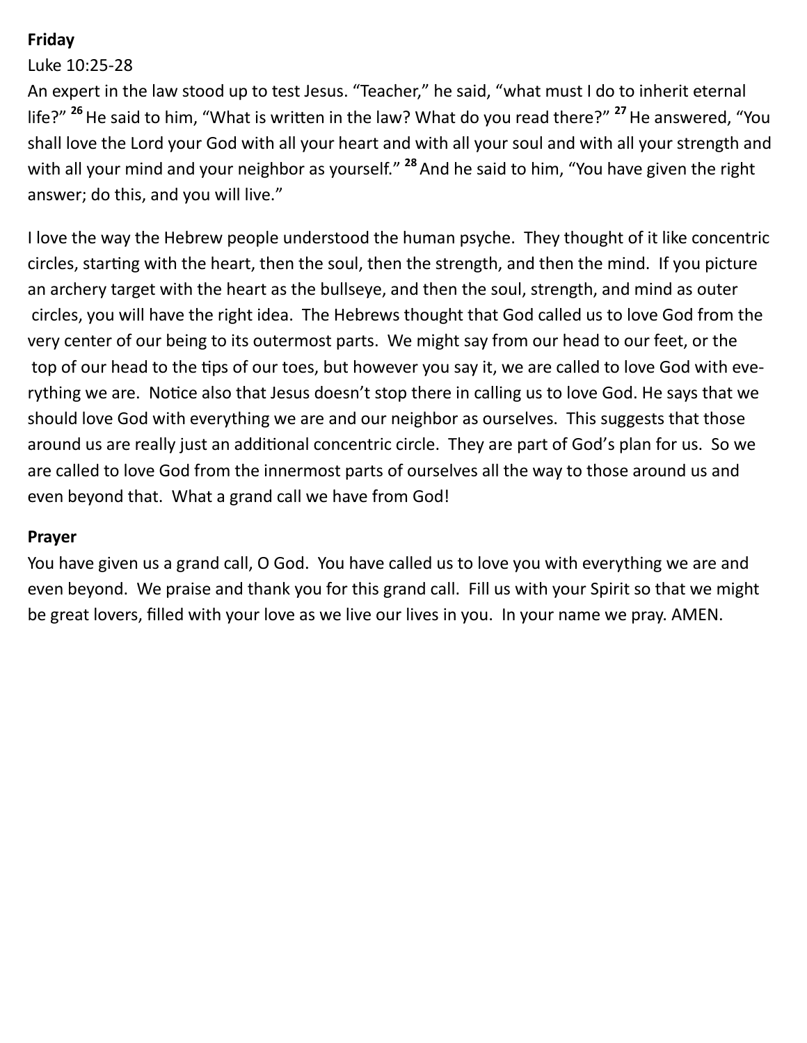**Friday**

Luke 10:25-28

An expert in the law stood up to test Jesus. "Teacher," he said, "what must I do to inherit eternal life?" [26] He said to him, "What is written in the law? What do you read there?" [27] He answered, "You shall love the Lord your God with all your heart and with all your soul and with all your strength and with all your mind and your neighbor as yourself." [28] And he said to him, "You have given the right answer; do this, and you will live."

I love the way the Hebrew people understood the human psyche. They thought of it like concentric circles, starting with the heart, then the soul, then the strength, and then the mind. If you picture an archery target with the heart as the bullseye, and then the soul, strength, and mind as outer circles, you will have the right idea. The Hebrews thought that God called us to love God from the very center of our being to its outermost parts. We might say from our head to our feet, or the top of our head to the tips of our toes, but however you say it, we are called to love God with everything we are. Notice also that Jesus doesn't stop there in calling us to love God. He says that we should love God with everything we are and our neighbor as ourselves. This suggests that those around us are really just an additional concentric circle. They are part of God's plan for us. So we are called to love God from the innermost parts of ourselves all the way to those around us and even beyond that. What a grand call we have from God!

**Prayer**

You have given us a grand call, O God. You have called us to love you with everything we are and even beyond. We praise and thank you for this grand call. Fill us with your Spirit so that we might be great lovers, filled with your love as we live our lives in you. In your name we pray. AMEN.